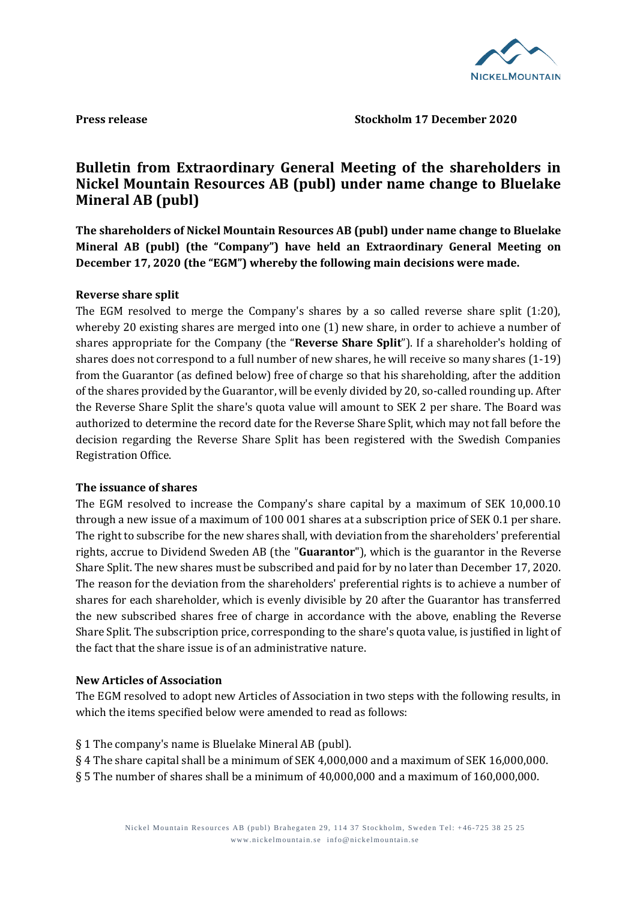**Press release** **Stockholm 17 December 2020**

# Bulletin from Extraordinary General Meeting of the shareholders in Nickel Mountain Resources AB (publ) under name change to Bluelake Mineral AB (publl)

**The shareholders of Nickel Mountain Resources AB (publ) under name change to Bluelake Mineral AB (publ) (the "Company") have held an Extraordinary General Meeting on December 17, 2020 (the "EGM") whereby the following main decisions were made.**

## Reverse share split

The EGM resolved to merge the Company's shares by a so called reverse share split (1:20), whereby 20 existing shares are merged into one (1) new share, in order to achieve a number of shares appropriate for the Company (the "**Reverse Share Split**"). If a shareholder's holding of shares does not correspond to a full number of new shares, he will receive so many shares (1-19) from the Guarantor (as defined below) free of charge so that his shareholding, after the addition of the shares provided by the Guarantor, will be evenly divided by 20, so-called rounding up. After the Reverse Share Split the share's quota value will amount to SEK 2 per share. The Board was authorized to determine the record date for the Reverse Share Split, which may not fall before the decision regarding the Reverse Share Split has been registered with the Swedish Companies Registration Office.

## The issuance of shares

The EGM resolved to increase the Company's share capital by a maximum of SEK 10,000.10 through a new issue of a maximum of 100 001 shares at a subscription price of SEK 0.1 per share. The right to subscribe for the new shares shall, with deviation from the shareholders' preferential rights, accrue to Dividend Sweden AB (the "**Guarantor**"), which is the guarantor in the Reverse Share Split. The new shares must be subscribed and paid for by no later than December 17, 2020. The reason for the deviation from the shareholders' preferential rights is to achieve a number of shares for each shareholder, which is evenly divisible by 20 after the Guarantor has transferred the new subscribed shares free of charge in accordance with the above, enabling the Reverse Share Split. The subscription price, corresponding to the share's quota value, is justified in light of the fact that the share issue is of an administrative nature.

## New Articles of Association

The EGM resolved to adopt new Articles of Association in two steps with the following results, in which the items specified below were amended to read as follows:

§ 1 The company's name is Bluelake Mineral AB (publ).
§ 4 The share capital shall be a minimum of SEK 4,000,000 and a maximum of SEK 16,000,000.
§ 5 The number of shares shall be a minimum of 40,000,000 and a maximum of 160,000,000.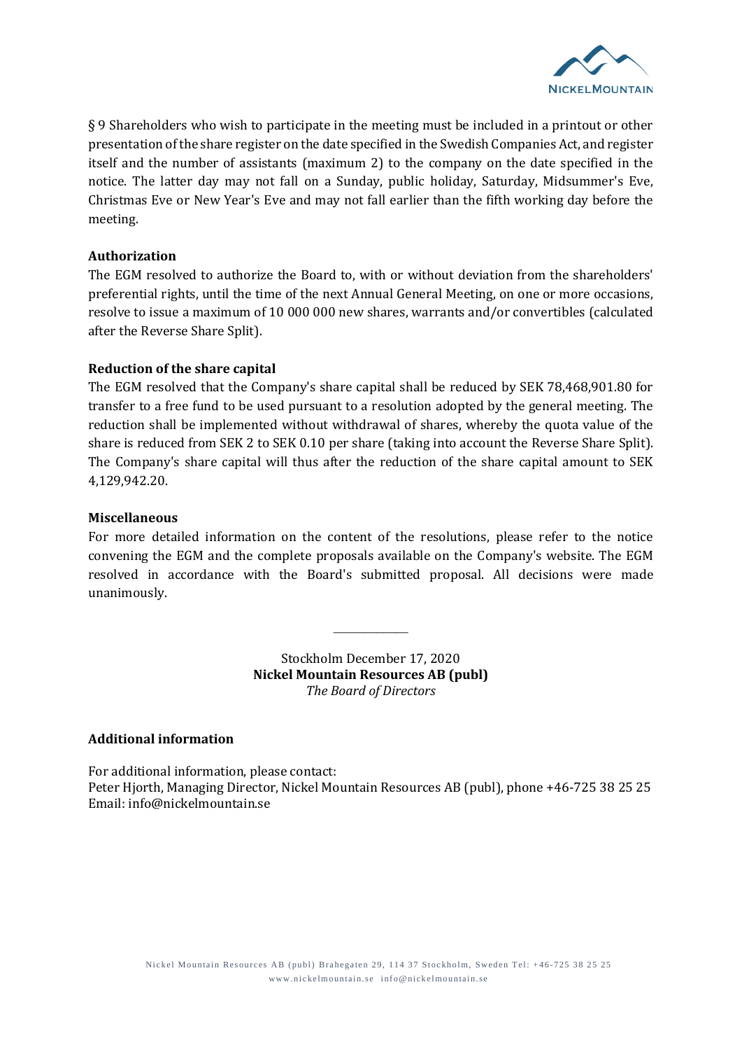§ 9 Shareholders who wish to participate in the meeting must be included in a printout or other presentation of the share register on the date specified in the Swedish Companies Act, and register itself and the number of assistants (maximum 2) to the company on the date specified in the notice. The latter day may not fall on a Sunday, public holiday, Saturday, Midsummer's Eve, Christmas Eve or New Year's Eve and may not fall earlier than the fifth working day before the meeting.

**Authorization**

The EGM resolved to authorize the Board to, with or without deviation from the shareholders' preferential rights, until the time of the next Annual General Meeting, on one or more occasions, resolve to issue a maximum of 10 000 000 new shares, warrants and/or convertibles (calculated after the Reverse Share Split).

**Reduction of the share capital**

The EGM resolved that the Company's share capital shall be reduced by SEK 78,468,901.80 for transfer to a free fund to be used pursuant to a resolution adopted by the general meeting. The reduction shall be implemented without withdrawal of shares, whereby the quota value of the share is reduced from SEK 2 to SEK 0.10 per share (taking into account the Reverse Share Split). The Company's share capital will thus after the reduction of the share capital amount to SEK 4,129,942.20.

**Miscellaneous**

For more detailed information on the content of the resolutions, please refer to the notice convening the EGM and the complete proposals available on the Company's website. The EGM resolved in accordance with the Board's submitted proposal. All decisions were made unanimously.

---

Stockholm December 17, 2020
**Nickel Mountain Resources AB (publ)**
*The Board of Directors*

**Additional information**

For additional information, please contact:
Peter Hjorth, Managing Director, Nickel Mountain Resources AB (publ), phone +46-725 38 25 25
Email: info@nickelmountain.se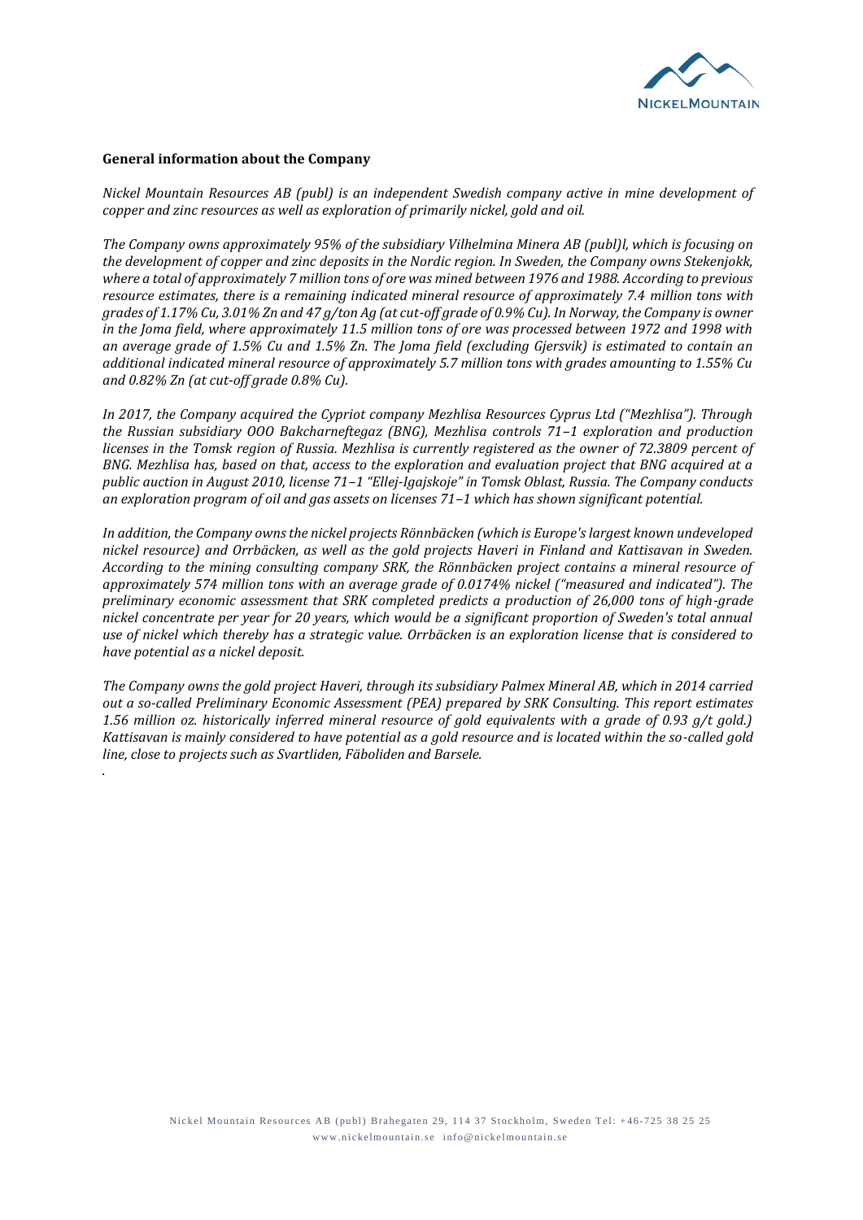**General information about the Company**

*Nickel Mountain Resources AB (publ) is an independent Swedish company active in mine development of copper and zinc resources as well as exploration of primarily nickel, gold and oil.*

*The Company owns approximately 95% of the subsidiary Vilhelmina Minera AB (publ)l, which is focusing on the development of copper and zinc deposits in the Nordic region. In Sweden, the Company owns Stekenjokk, where a total of approximately 7 million tons of ore was mined between 1976 and 1988. According to previous resource estimates, there is a remaining indicated mineral resource of approximately 7.4 million tons with grades of 1.17% Cu, 3.01% Zn and 47 g/ton Ag (at cut-off grade of 0.9% Cu). In Norway, the Company is owner in the Joma field, where approximately 11.5 million tons of ore was processed between 1972 and 1998 with an average grade of 1.5% Cu and 1.5% Zn. The Joma field (excluding Gjersvik) is estimated to contain an additional indicated mineral resource of approximately 5.7 million tons with grades amounting to 1.55% Cu and 0.82% Zn (at cut-off grade 0.8% Cu).*

*In 2017, the Company acquired the Cypriot company Mezhlisa Resources Cyprus Ltd ("Mezhlisa"). Through the Russian subsidiary OOO Bakcharneftegaz (BNG), Mezhlisa controls 71–1 exploration and production licenses in the Tomsk region of Russia. Mezhlisa is currently registered as the owner of 72.3809 percent of BNG. Mezhlisa has, based on that, access to the exploration and evaluation project that BNG acquired at a public auction in August 2010, license 71–1 "Ellej-Igajskoje" in Tomsk Oblast, Russia. The Company conducts an exploration program of oil and gas assets on licenses 71–1 which has shown significant potential.*

*In addition, the Company owns the nickel projects Rönnbäcken (which is Europe's largest known undeveloped nickel resource) and Orrbäcken, as well as the gold projects Haveri in Finland and Kattisavan in Sweden. According to the mining consulting company SRK, the Rönnbäcken project contains a mineral resource of approximately 574 million tons with an average grade of 0.0174% nickel ("measured and indicated"). The preliminary economic assessment that SRK completed predicts a production of 26,000 tons of high-grade nickel concentrate per year for 20 years, which would be a significant proportion of Sweden's total annual use of nickel which thereby has a strategic value. Orrbäcken is an exploration license that is considered to have potential as a nickel deposit.*

*The Company owns the gold project Haveri, through its subsidiary Palmex Mineral AB, which in 2014 carried out a so-called Preliminary Economic Assessment (PEA) prepared by SRK Consulting. This report estimates 1.56 million oz. historically inferred mineral resource of gold equivalents with a grade of 0.93 g/t gold.) Kattisavan is mainly considered to have potential as a gold resource and is located within the so-called gold line, close to projects such as Svartliden, Fäboliden and Barsele.*

Nickel Mountain Resources AB (publ) Brahegaten 29, 114 37 Stockholm, Sweden Tel: +46-725 38 25 25
www.nickelmountain.se info@nickelmountain.se